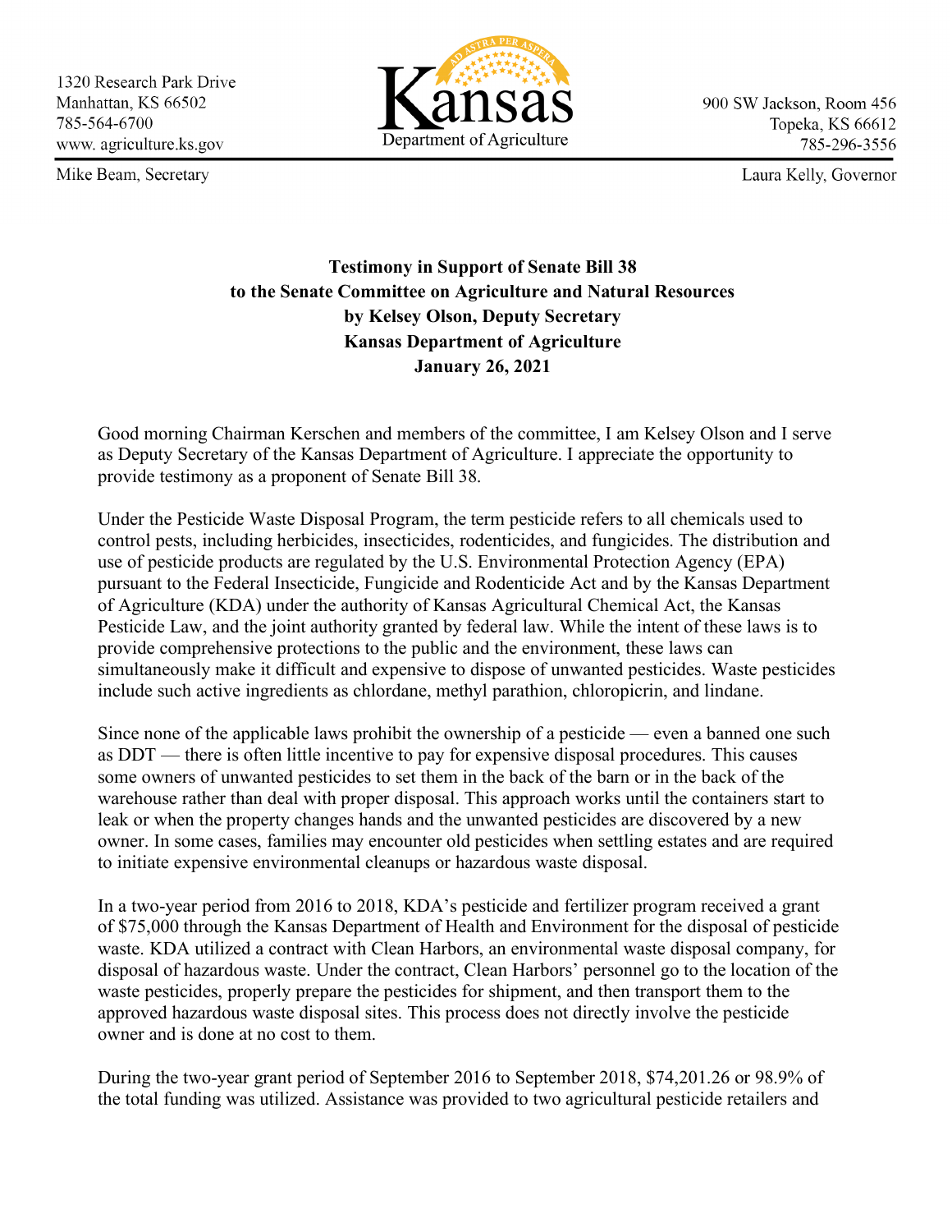1320 Research Park Drive
Manhattan, KS 66502
785-564-6700
www. agriculture.ks.gov

Mike Beam, Secretary

Kansas Department of Agriculture

900 SW Jackson, Room 456
Topeka, KS 66612
785-296-3556

Laura Kelly, Governor

**Testimony in Support of Senate Bill 38**
**to the Senate Committee on Agriculture and Natural Resources**
**by Kelsey Olson, Deputy Secretary**
**Kansas Department of Agriculture**
**January 26, 2021**

Good morning Chairman Kerschen and members of the committee, I am Kelsey Olson and I serve as Deputy Secretary of the Kansas Department of Agriculture. I appreciate the opportunity to provide testimony as a proponent of Senate Bill 38.

Under the Pesticide Waste Disposal Program, the term pesticide refers to all chemicals used to control pests, including herbicides, insecticides, rodenticides, and fungicides. The distribution and use of pesticide products are regulated by the U.S. Environmental Protection Agency (EPA) pursuant to the Federal Insecticide, Fungicide and Rodenticide Act and by the Kansas Department of Agriculture (KDA) under the authority of Kansas Agricultural Chemical Act, the Kansas Pesticide Law, and the joint authority granted by federal law. While the intent of these laws is to provide comprehensive protections to the public and the environment, these laws can simultaneously make it difficult and expensive to dispose of unwanted pesticides. Waste pesticides include such active ingredients as chlordane, methyl parathion, chloropicrin, and lindane.

Since none of the applicable laws prohibit the ownership of a pesticide — even a banned one such as DDT — there is often little incentive to pay for expensive disposal procedures. This causes some owners of unwanted pesticides to set them in the back of the barn or in the back of the warehouse rather than deal with proper disposal. This approach works until the containers start to leak or when the property changes hands and the unwanted pesticides are discovered by a new owner. In some cases, families may encounter old pesticides when settling estates and are required to initiate expensive environmental cleanups or hazardous waste disposal.

In a two-year period from 2016 to 2018, KDA's pesticide and fertilizer program received a grant of $75,000 through the Kansas Department of Health and Environment for the disposal of pesticide waste. KDA utilized a contract with Clean Harbors, an environmental waste disposal company, for disposal of hazardous waste. Under the contract, Clean Harbors' personnel go to the location of the waste pesticides, properly prepare the pesticides for shipment, and then transport them to the approved hazardous waste disposal sites. This process does not directly involve the pesticide owner and is done at no cost to them.

During the two-year grant period of September 2016 to September 2018, $74,201.26 or 98.9% of the total funding was utilized. Assistance was provided to two agricultural pesticide retailers and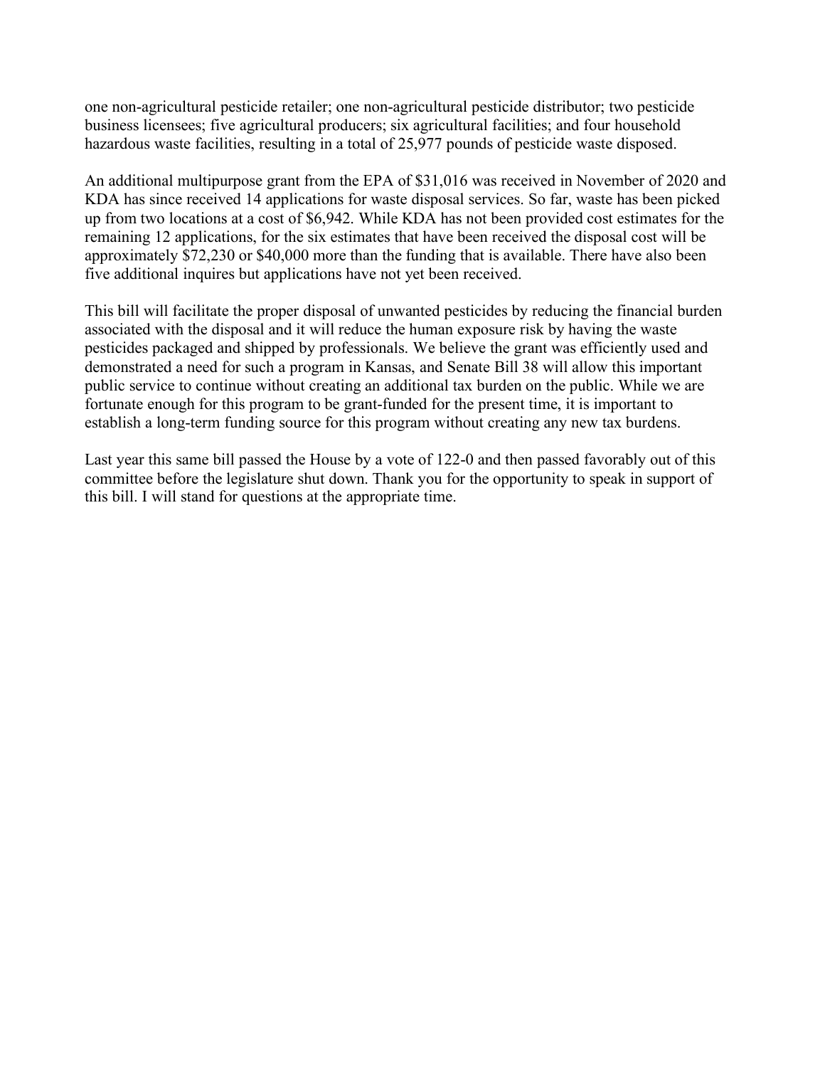one non-agricultural pesticide retailer; one non-agricultural pesticide distributor; two pesticide business licensees; five agricultural producers; six agricultural facilities; and four household hazardous waste facilities, resulting in a total of 25,977 pounds of pesticide waste disposed.

An additional multipurpose grant from the EPA of $31,016 was received in November of 2020 and KDA has since received 14 applications for waste disposal services. So far, waste has been picked up from two locations at a cost of $6,942. While KDA has not been provided cost estimates for the remaining 12 applications, for the six estimates that have been received the disposal cost will be approximately $72,230 or $40,000 more than the funding that is available. There have also been five additional inquires but applications have not yet been received.

This bill will facilitate the proper disposal of unwanted pesticides by reducing the financial burden associated with the disposal and it will reduce the human exposure risk by having the waste pesticides packaged and shipped by professionals. We believe the grant was efficiently used and demonstrated a need for such a program in Kansas, and Senate Bill 38 will allow this important public service to continue without creating an additional tax burden on the public. While we are fortunate enough for this program to be grant-funded for the present time, it is important to establish a long-term funding source for this program without creating any new tax burdens.

Last year this same bill passed the House by a vote of 122-0 and then passed favorably out of this committee before the legislature shut down. Thank you for the opportunity to speak in support of this bill. I will stand for questions at the appropriate time.